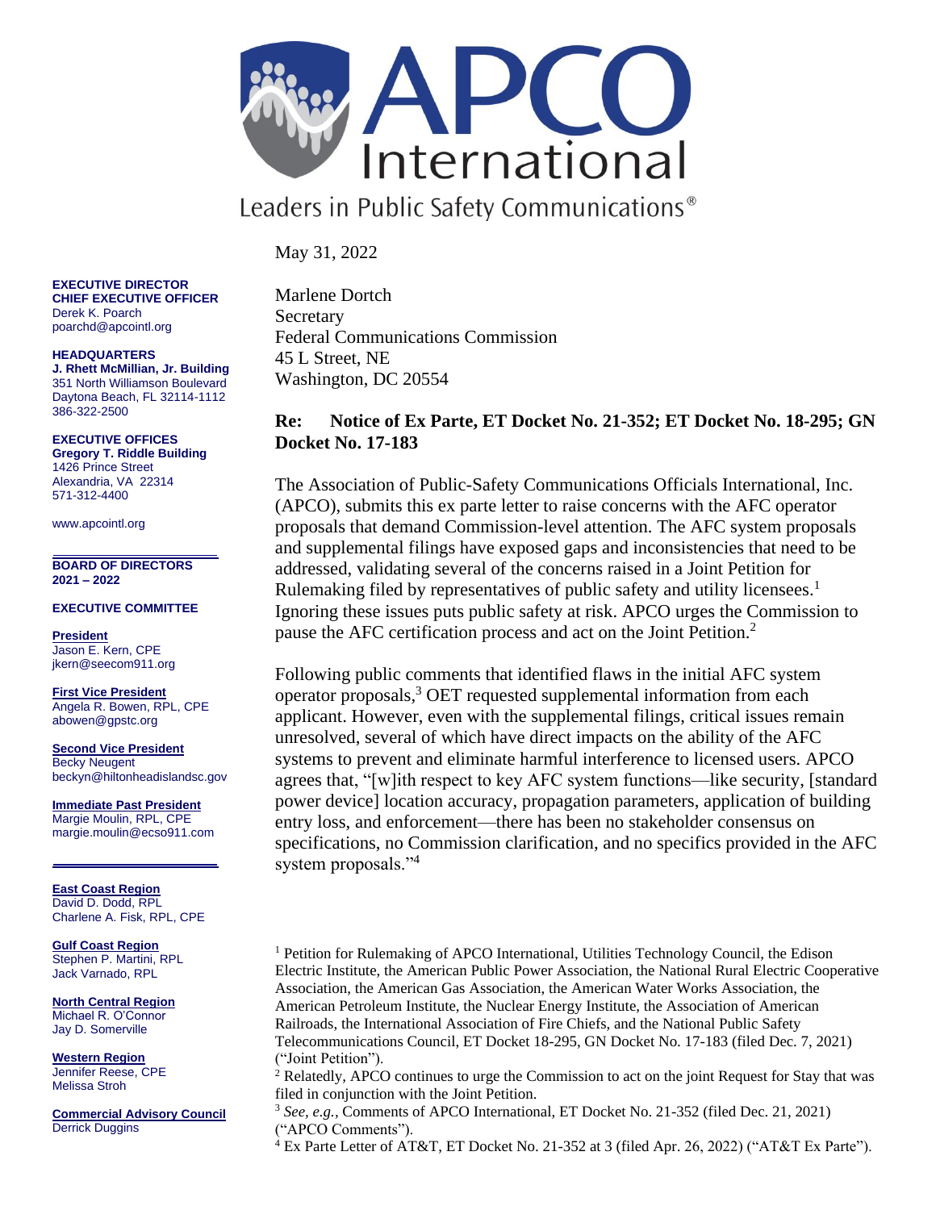# APCO International

Leaders in Public Safety Communications®

**EXECUTIVE DIRECTOR**
**CHIEF EXECUTIVE OFFICER**
Derek K. Poarch
poarchd@apcointl.org

**HEADQUARTERS**
**J. Rhett McMillian, Jr. Building**
351 North Williamson Boulevard
Daytona Beach, FL 32114-1112
386-322-2500

**EXECUTIVE OFFICES**
**Gregory T. Riddle Building**
1426 Prince Street
Alexandria, VA 22314
571-312-4400

www.apcointl.org

**BOARD OF DIRECTORS 2021 – 2022**

**EXECUTIVE COMMITTEE**

**President**
Jason E. Kern, CPE
jkern@seecom911.org

**First Vice President**
Angela R. Bowen, RPL, CPE
abowen@gpstc.org

**Second Vice President**
Becky Neugent
beckyn@hiltonheadislandsc.gov

**Immediate Past President**
Margie Moulin, RPL, CPE
margie.moulin@ecso911.com

**East Coast Region**
David D. Dodd, RPL
Charlene A. Fisk, RPL, CPE

**Gulf Coast Region**
Stephen P. Martini, RPL
Jack Varnado, RPL

**North Central Region**
Michael R. O'Connor
Jay D. Somerville

**Western Region**
Jennifer Reese, CPE
Melissa Stroh

**Commercial Advisory Council**
Derrick Duggins

---

May 31, 2022

Marlene Dortch
Secretary
Federal Communications Commission
45 L Street, NE
Washington, DC 20554

**Re: Notice of Ex Parte, ET Docket No. 21-352; ET Docket No. 18-295; GN Docket No. 17-183**

The Association of Public-Safety Communications Officials International, Inc. (APCO), submits this ex parte letter to raise concerns with the AFC operator proposals that demand Commission-level attention. The AFC system proposals and supplemental filings have exposed gaps and inconsistencies that need to be addressed, validating several of the concerns raised in a Joint Petition for Rulemaking filed by representatives of public safety and utility licensees.[1] Ignoring these issues puts public safety at risk. APCO urges the Commission to pause the AFC certification process and act on the Joint Petition.[2]

Following public comments that identified flaws in the initial AFC system operator proposals,[3] OET requested supplemental information from each applicant. However, even with the supplemental filings, critical issues remain unresolved, several of which have direct impacts on the ability of the AFC systems to prevent and eliminate harmful interference to licensed users. APCO agrees that, "[w]ith respect to key AFC system functions—like security, [standard power device] location accuracy, propagation parameters, application of building entry loss, and enforcement—there has been no stakeholder consensus on specifications, no Commission clarification, and no specifics provided in the AFC system proposals."[4]

---

[1] Petition for Rulemaking of APCO International, Utilities Technology Council, the Edison Electric Institute, the American Public Power Association, the National Rural Electric Cooperative Association, the American Gas Association, the American Water Works Association, the American Petroleum Institute, the Nuclear Energy Institute, the Association of American Railroads, the International Association of Fire Chiefs, and the National Public Safety Telecommunications Council, ET Docket 18-295, GN Docket No. 17-183 (filed Dec. 7, 2021) ("Joint Petition").

[2] Relatedly, APCO continues to urge the Commission to act on the joint Request for Stay that was filed in conjunction with the Joint Petition.

[3] *See, e.g.*, Comments of APCO International, ET Docket No. 21-352 (filed Dec. 21, 2021) ("APCO Comments").

[4] Ex Parte Letter of AT&T, ET Docket No. 21-352 at 3 (filed Apr. 26, 2022) ("AT&T Ex Parte").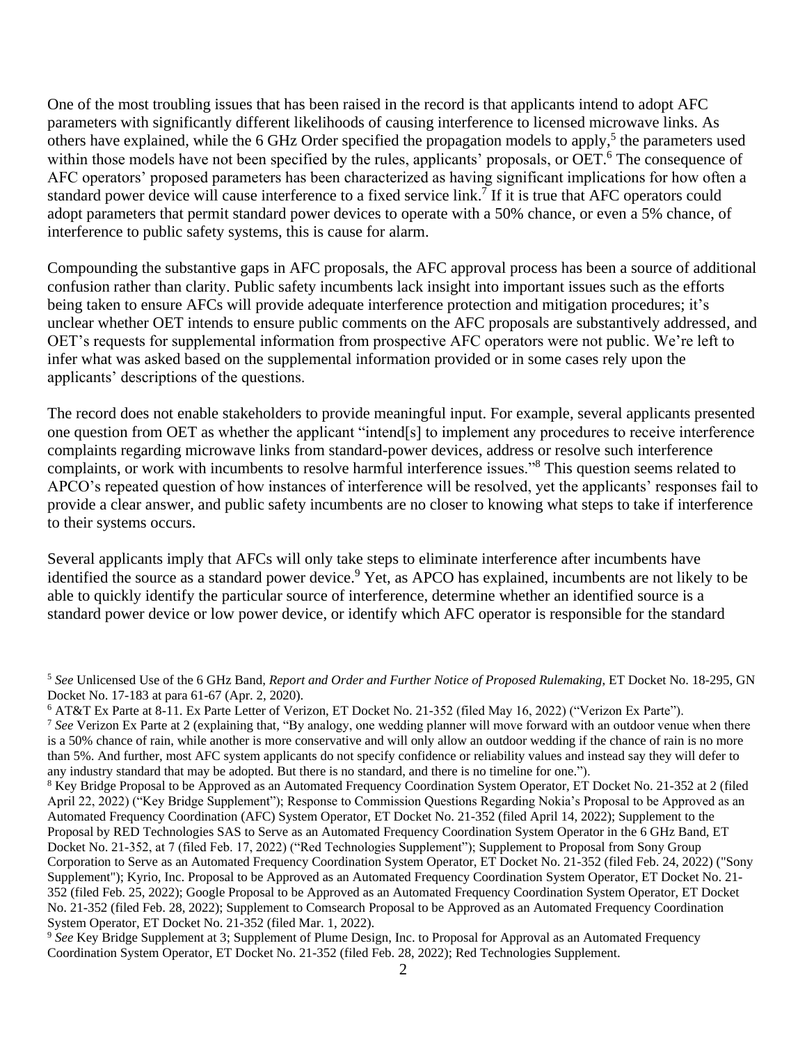One of the most troubling issues that has been raised in the record is that applicants intend to adopt AFC parameters with significantly different likelihoods of causing interference to licensed microwave links. As others have explained, while the 6 GHz Order specified the propagation models to apply,[5] the parameters used within those models have not been specified by the rules, applicants' proposals, or OET.[6] The consequence of AFC operators' proposed parameters has been characterized as having significant implications for how often a standard power device will cause interference to a fixed service link.[7] If it is true that AFC operators could adopt parameters that permit standard power devices to operate with a 50% chance, or even a 5% chance, of interference to public safety systems, this is cause for alarm.

Compounding the substantive gaps in AFC proposals, the AFC approval process has been a source of additional confusion rather than clarity. Public safety incumbents lack insight into important issues such as the efforts being taken to ensure AFCs will provide adequate interference protection and mitigation procedures; it's unclear whether OET intends to ensure public comments on the AFC proposals are substantively addressed, and OET's requests for supplemental information from prospective AFC operators were not public. We're left to infer what was asked based on the supplemental information provided or in some cases rely upon the applicants' descriptions of the questions.

The record does not enable stakeholders to provide meaningful input. For example, several applicants presented one question from OET as whether the applicant "intend[s] to implement any procedures to receive interference complaints regarding microwave links from standard-power devices, address or resolve such interference complaints, or work with incumbents to resolve harmful interference issues."[8] This question seems related to APCO's repeated question of how instances of interference will be resolved, yet the applicants' responses fail to provide a clear answer, and public safety incumbents are no closer to knowing what steps to take if interference to their systems occurs.

Several applicants imply that AFCs will only take steps to eliminate interference after incumbents have identified the source as a standard power device.[9] Yet, as APCO has explained, incumbents are not likely to be able to quickly identify the particular source of interference, determine whether an identified source is a standard power device or low power device, or identify which AFC operator is responsible for the standard

---

[5] *See* Unlicensed Use of the 6 GHz Band, *Report and Order and Further Notice of Proposed Rulemaking*, ET Docket No. 18-295, GN Docket No. 17-183 at para 61-67 (Apr. 2, 2020).

[6] AT&T Ex Parte at 8-11. Ex Parte Letter of Verizon, ET Docket No. 21-352 (filed May 16, 2022) ("Verizon Ex Parte").

[7] *See* Verizon Ex Parte at 2 (explaining that, "By analogy, one wedding planner will move forward with an outdoor venue when there is a 50% chance of rain, while another is more conservative and will only allow an outdoor wedding if the chance of rain is no more than 5%. And further, most AFC system applicants do not specify confidence or reliability values and instead say they will defer to any industry standard that may be adopted. But there is no standard, and there is no timeline for one.").

[8] Key Bridge Proposal to be Approved as an Automated Frequency Coordination System Operator, ET Docket No. 21-352 at 2 (filed April 22, 2022) ("Key Bridge Supplement"); Response to Commission Questions Regarding Nokia's Proposal to be Approved as an Automated Frequency Coordination (AFC) System Operator, ET Docket No. 21-352 (filed April 14, 2022); Supplement to the Proposal by RED Technologies SAS to Serve as an Automated Frequency Coordination System Operator in the 6 GHz Band, ET Docket No. 21-352, at 7 (filed Feb. 17, 2022) ("Red Technologies Supplement"); Supplement to Proposal from Sony Group Corporation to Serve as an Automated Frequency Coordination System Operator, ET Docket No. 21-352 (filed Feb. 24, 2022) ("Sony Supplement"); Kyrio, Inc. Proposal to be Approved as an Automated Frequency Coordination System Operator, ET Docket No. 21-352 (filed Feb. 25, 2022); Google Proposal to be Approved as an Automated Frequency Coordination System Operator, ET Docket No. 21-352 (filed Feb. 28, 2022); Supplement to Comsearch Proposal to be Approved as an Automated Frequency Coordination System Operator, ET Docket No. 21-352 (filed Mar. 1, 2022).

[9] *See* Key Bridge Supplement at 3; Supplement of Plume Design, Inc. to Proposal for Approval as an Automated Frequency Coordination System Operator, ET Docket No. 21-352 (filed Feb. 28, 2022); Red Technologies Supplement.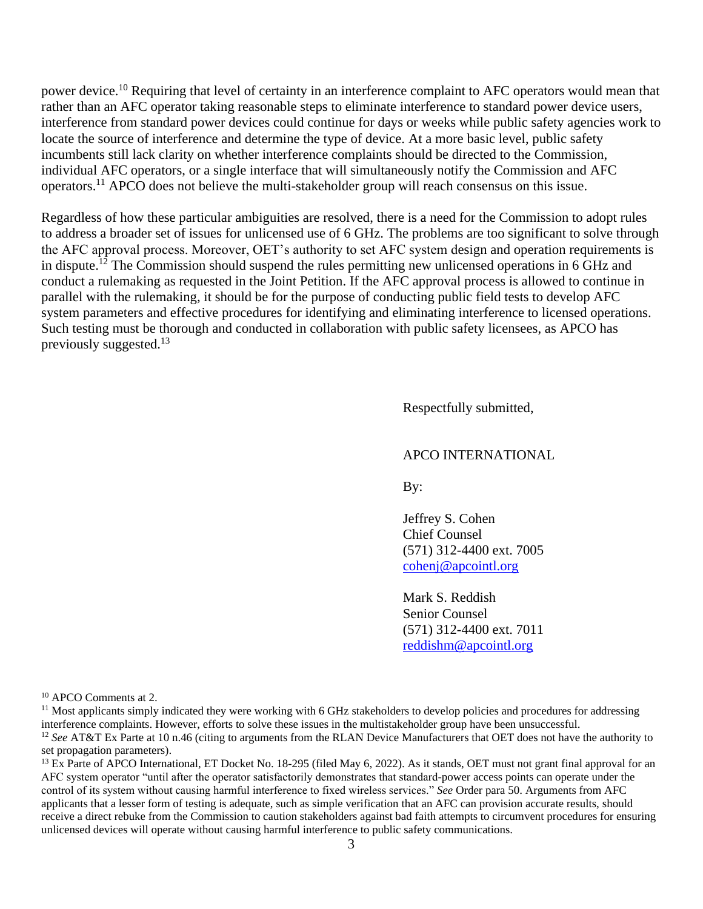power device.[10] Requiring that level of certainty in an interference complaint to AFC operators would mean that rather than an AFC operator taking reasonable steps to eliminate interference to standard power device users, interference from standard power devices could continue for days or weeks while public safety agencies work to locate the source of interference and determine the type of device. At a more basic level, public safety incumbents still lack clarity on whether interference complaints should be directed to the Commission, individual AFC operators, or a single interface that will simultaneously notify the Commission and AFC operators.[11] APCO does not believe the multi-stakeholder group will reach consensus on this issue.

Regardless of how these particular ambiguities are resolved, there is a need for the Commission to adopt rules to address a broader set of issues for unlicensed use of 6 GHz. The problems are too significant to solve through the AFC approval process. Moreover, OET's authority to set AFC system design and operation requirements is in dispute.[12] The Commission should suspend the rules permitting new unlicensed operations in 6 GHz and conduct a rulemaking as requested in the Joint Petition. If the AFC approval process is allowed to continue in parallel with the rulemaking, it should be for the purpose of conducting public field tests to develop AFC system parameters and effective procedures for identifying and eliminating interference to licensed operations. Such testing must be thorough and conducted in collaboration with public safety licensees, as APCO has previously suggested.[13]

Respectfully submitted,

APCO INTERNATIONAL

By:

Jeffrey S. Cohen
Chief Counsel
(571) 312-4400 ext. 7005
cohenj@apcointl.org

Mark S. Reddish
Senior Counsel
(571) 312-4400 ext. 7011
reddishm@apcointl.org

[10] APCO Comments at 2.

[11] Most applicants simply indicated they were working with 6 GHz stakeholders to develop policies and procedures for addressing interference complaints. However, efforts to solve these issues in the multistakeholder group have been unsuccessful.

[12] *See* AT&T Ex Parte at 10 n.46 (citing to arguments from the RLAN Device Manufacturers that OET does not have the authority to set propagation parameters).

[13] Ex Parte of APCO International, ET Docket No. 18-295 (filed May 6, 2022). As it stands, OET must not grant final approval for an AFC system operator "until after the operator satisfactorily demonstrates that standard-power access points can operate under the control of its system without causing harmful interference to fixed wireless services." *See* Order para 50. Arguments from AFC applicants that a lesser form of testing is adequate, such as simple verification that an AFC can provision accurate results, should receive a direct rebuke from the Commission to caution stakeholders against bad faith attempts to circumvent procedures for ensuring unlicensed devices will operate without causing harmful interference to public safety communications.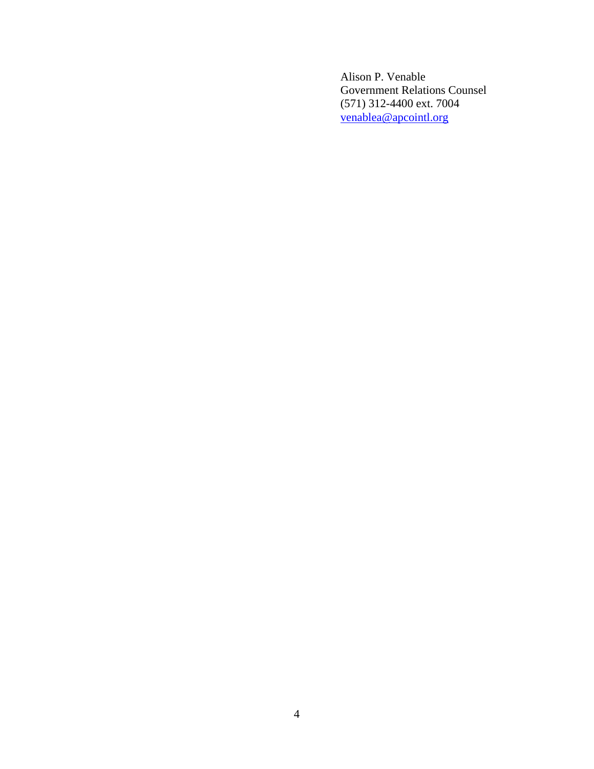Alison P. Venable
Government Relations Counsel
(571) 312-4400 ext. 7004
[venablea@apcointl.org](mailto:venablea@apcointl.org)